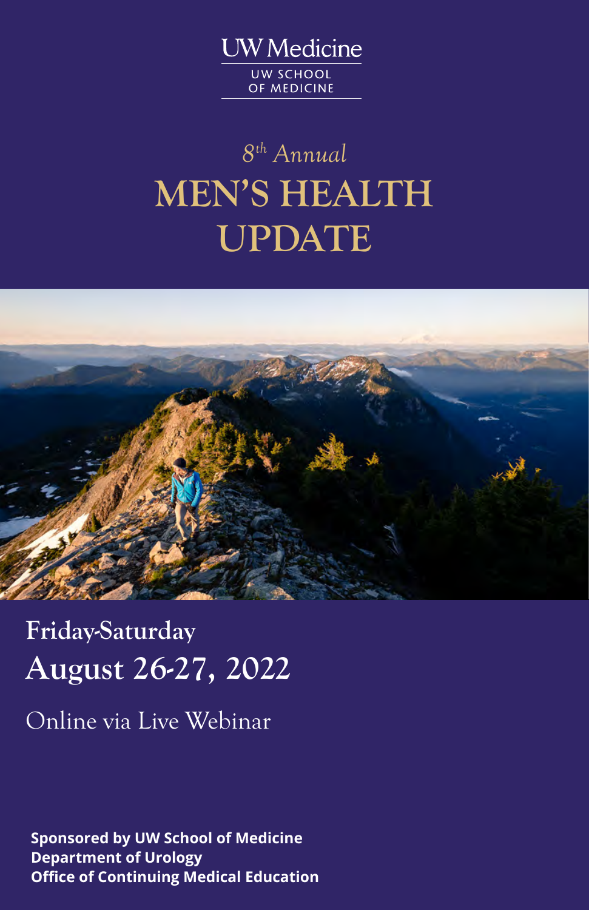UW Medicine

UW SCHOOL OF MEDICINE

*8th Annual*

# MEN'S HEALTH UPDATE

## Friday-Saturday
## August 26-27, 2022

Online via Live Webinar

**Sponsored by UW School of Medicine**
**Department of Urology**
**Office of Continuing Medical Education**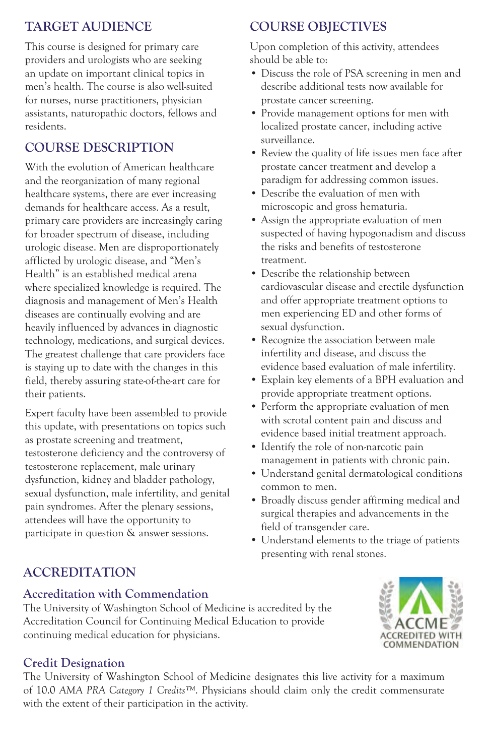## TARGET AUDIENCE

This course is designed for primary care providers and urologists who are seeking an update on important clinical topics in men's health. The course is also well-suited for nurses, nurse practitioners, physician assistants, naturopathic doctors, fellows and residents.

## COURSE DESCRIPTION

With the evolution of American healthcare and the reorganization of many regional healthcare systems, there are ever increasing demands for healthcare access. As a result, primary care providers are increasingly caring for broader spectrum of disease, including urologic disease. Men are disproportionately afflicted by urologic disease, and "Men's Health" is an established medical arena where specialized knowledge is required. The diagnosis and management of Men's Health diseases are continually evolving and are heavily influenced by advances in diagnostic technology, medications, and surgical devices. The greatest challenge that care providers face is staying up to date with the changes in this field, thereby assuring state-of-the-art care for their patients.

Expert faculty have been assembled to provide this update, with presentations on topics such as prostate screening and treatment, testosterone deficiency and the controversy of testosterone replacement, male urinary dysfunction, kidney and bladder pathology, sexual dysfunction, male infertility, and genital pain syndromes. After the plenary sessions, attendees will have the opportunity to participate in question & answer sessions.

## COURSE OBJECTIVES

Upon completion of this activity, attendees should be able to:

- Discuss the role of PSA screening in men and describe additional tests now available for prostate cancer screening.
- Provide management options for men with localized prostate cancer, including active surveillance.
- Review the quality of life issues men face after prostate cancer treatment and develop a paradigm for addressing common issues.
- Describe the evaluation of men with microscopic and gross hematuria.
- Assign the appropriate evaluation of men suspected of having hypogonadism and discuss the risks and benefits of testosterone treatment.
- Describe the relationship between cardiovascular disease and erectile dysfunction and offer appropriate treatment options to men experiencing ED and other forms of sexual dysfunction.
- Recognize the association between male infertility and disease, and discuss the evidence based evaluation of male infertility.
- Explain key elements of a BPH evaluation and provide appropriate treatment options.
- Perform the appropriate evaluation of men with scrotal content pain and discuss and evidence based initial treatment approach.
- Identify the role of non-narcotic pain management in patients with chronic pain.
- Understand genital dermatological conditions common to men.
- Broadly discuss gender affirming medical and surgical therapies and advancements in the field of transgender care.
- Understand elements to the triage of patients presenting with renal stones.

## ACCREDITATION

### Accreditation with Commendation

The University of Washington School of Medicine is accredited by the Accreditation Council for Continuing Medical Education to provide continuing medical education for physicians.

ACCME ACCREDITED WITH COMMENDATION

### Credit Designation

The University of Washington School of Medicine designates this live activity for a maximum of 10.0 *AMA PRA Category 1 Credits™*. Physicians should claim only the credit commensurate with the extent of their participation in the activity.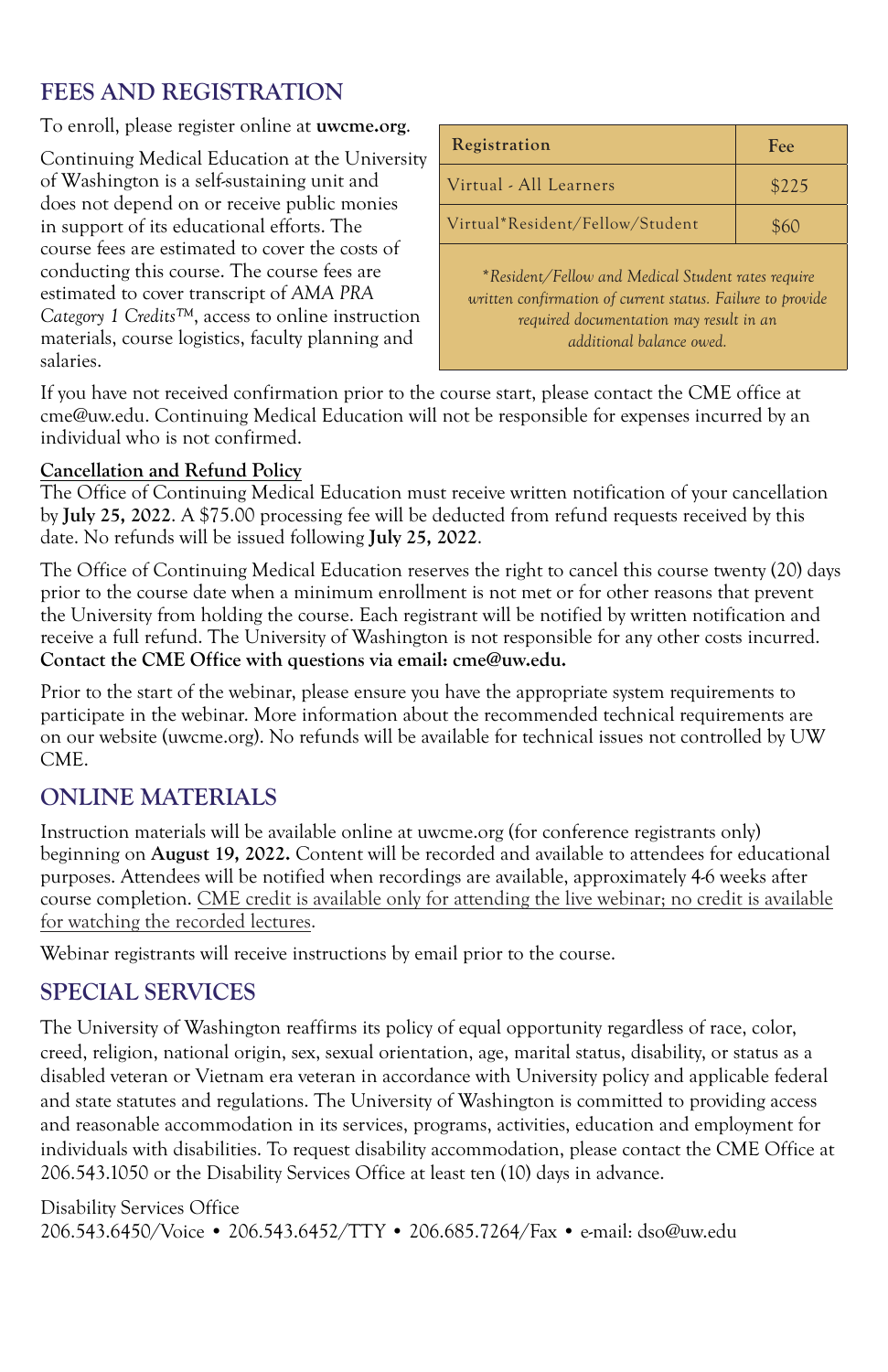## FEES AND REGISTRATION

To enroll, please register online at **uwcme.org**.

Continuing Medical Education at the University of Washington is a self-sustaining unit and does not depend on or receive public monies in support of its educational efforts. The course fees are estimated to cover the costs of conducting this course. The course fees are estimated to cover transcript of *AMA PRA Category 1 Credits™*, access to online instruction materials, course logistics, faculty planning and salaries.

| Registration | Fee |
|---|---|
| Virtual - All Learners | $225 |
| Virtual*Resident/Fellow/Student | $60 |

*\*Resident/Fellow and Medical Student rates require written confirmation of current status. Failure to provide required documentation may result in an additional balance owed.*

If you have not received confirmation prior to the course start, please contact the CME office at cme@uw.edu. Continuing Medical Education will not be responsible for expenses incurred by an individual who is not confirmed.

**Cancellation and Refund Policy**

The Office of Continuing Medical Education must receive written notification of your cancellation by **July 25, 2022**. A $75.00 processing fee will be deducted from refund requests received by this date. No refunds will be issued following **July 25, 2022**.

The Office of Continuing Medical Education reserves the right to cancel this course twenty (20) days prior to the course date when a minimum enrollment is not met or for other reasons that prevent the University from holding the course. Each registrant will be notified by written notification and receive a full refund. The University of Washington is not responsible for any other costs incurred. **Contact the CME Office with questions via email: cme@uw.edu.**

Prior to the start of the webinar, please ensure you have the appropriate system requirements to participate in the webinar. More information about the recommended technical requirements are on our website (uwcme.org). No refunds will be available for technical issues not controlled by UW CME.

## ONLINE MATERIALS

Instruction materials will be available online at uwcme.org (for conference registrants only) beginning on **August 19, 2022.** Content will be recorded and available to attendees for educational purposes. Attendees will be notified when recordings are available, approximately 4-6 weeks after course completion. CME credit is available only for attending the live webinar; no credit is available for watching the recorded lectures.

Webinar registrants will receive instructions by email prior to the course.

## SPECIAL SERVICES

The University of Washington reaffirms its policy of equal opportunity regardless of race, color, creed, religion, national origin, sex, sexual orientation, age, marital status, disability, or status as a disabled veteran or Vietnam era veteran in accordance with University policy and applicable federal and state statutes and regulations. The University of Washington is committed to providing access and reasonable accommodation in its services, programs, activities, education and employment for individuals with disabilities. To request disability accommodation, please contact the CME Office at 206.543.1050 or the Disability Services Office at least ten (10) days in advance.

Disability Services Office
206.543.6450/Voice • 206.543.6452/TTY • 206.685.7264/Fax • e-mail: dso@uw.edu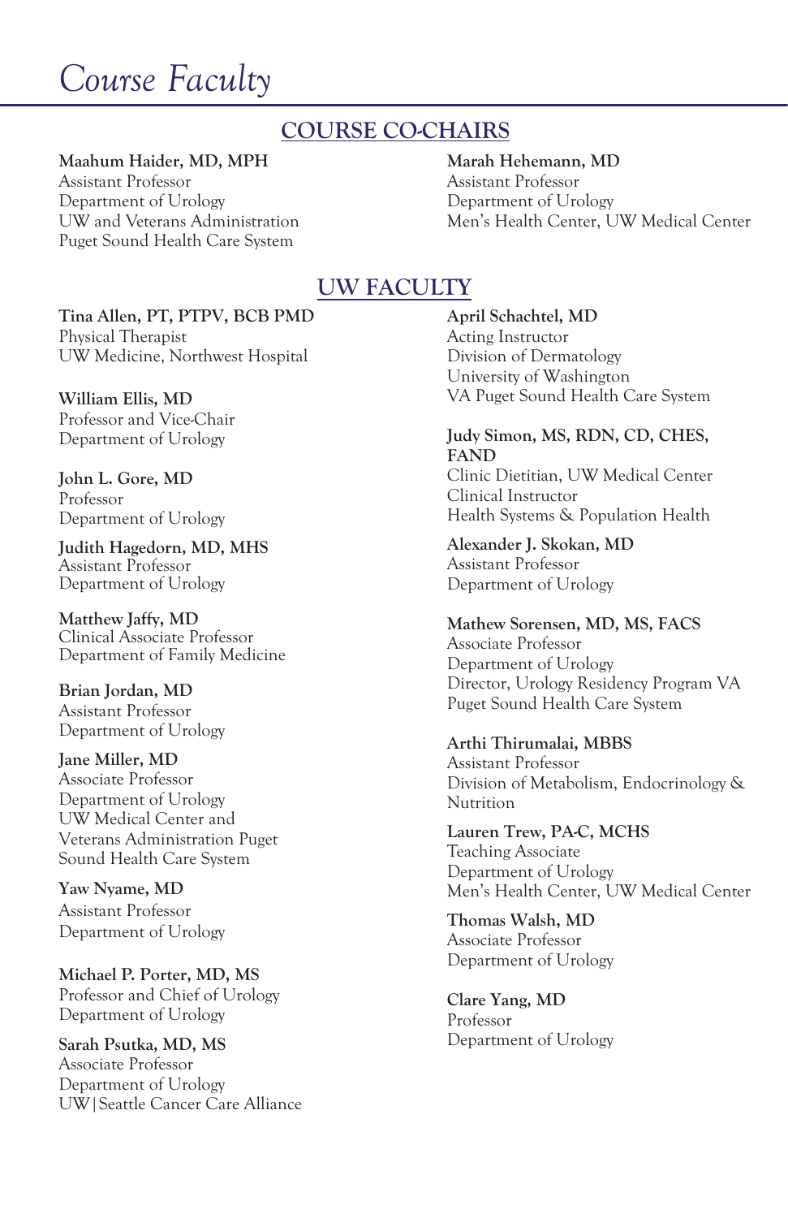# Course Faculty

## COURSE CO-CHAIRS

**Maahum Haider, MD, MPH**
Assistant Professor
Department of Urology
UW and Veterans Administration
Puget Sound Health Care System

**Marah Hehemann, MD**
Assistant Professor
Department of Urology
Men's Health Center, UW Medical Center

## UW FACULTY

**Tina Allen, PT, PTPV, BCB PMD**
Physical Therapist
UW Medicine, Northwest Hospital

**William Ellis, MD**
Professor and Vice-Chair
Department of Urology

**John L. Gore, MD**
Professor
Department of Urology

**Judith Hagedorn, MD, MHS**
Assistant Professor
Department of Urology

**Matthew Jaffy, MD**
Clinical Associate Professor
Department of Family Medicine

**Brian Jordan, MD**
Assistant Professor
Department of Urology

**Jane Miller, MD**
Associate Professor
Department of Urology
UW Medical Center and
Veterans Administration Puget
Sound Health Care System

**Yaw Nyame, MD**
Assistant Professor
Department of Urology

**Michael P. Porter, MD, MS**
Professor and Chief of Urology
Department of Urology

**Sarah Psutka, MD, MS**
Associate Professor
Department of Urology
UW|Seattle Cancer Care Alliance

**April Schachtel, MD**
Acting Instructor
Division of Dermatology
University of Washington
VA Puget Sound Health Care System

**Judy Simon, MS, RDN, CD, CHES, FAND**
Clinic Dietitian, UW Medical Center
Clinical Instructor
Health Systems & Population Health

**Alexander J. Skokan, MD**
Assistant Professor
Department of Urology

**Mathew Sorensen, MD, MS, FACS**
Associate Professor
Department of Urology
Director, Urology Residency Program VA
Puget Sound Health Care System

**Arthi Thirumalai, MBBS**
Assistant Professor
Division of Metabolism, Endocrinology &
Nutrition

**Lauren Trew, PA-C, MCHS**
Teaching Associate
Department of Urology
Men's Health Center, UW Medical Center

**Thomas Walsh, MD**
Associate Professor
Department of Urology

**Clare Yang, MD**
Professor
Department of Urology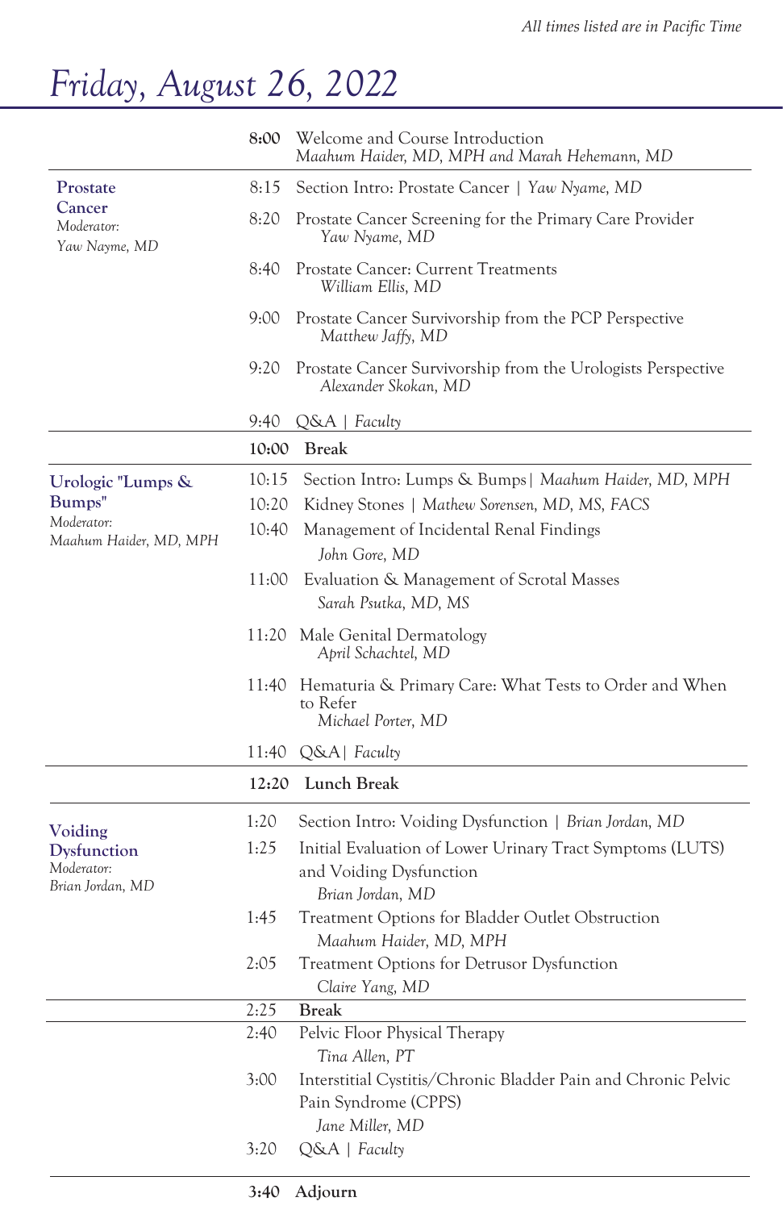*All times listed are in Pacific Time*

# *Friday, August 26, 2022*

| Section | Time | Session |
|---|---|---|
| | **8:00** | Welcome and Course Introduction<br>*Maahum Haider, MD, MPH and Marah Hehemann, MD* |
| **Prostate Cancer**<br>*Moderator:*<br>*Yaw Nayme, MD* | 8:15 | Section Intro: Prostate Cancer \| *Yaw Nyame, MD* |
| | 8:20 | Prostate Cancer Screening for the Primary Care Provider<br>*Yaw Nyame, MD* |
| | 8:40 | Prostate Cancer: Current Treatments<br>*William Ellis, MD* |
| | 9:00 | Prostate Cancer Survivorship from the PCP Perspective<br>*Matthew Jaffy, MD* |
| | 9:20 | Prostate Cancer Survivorship from the Urologists Perspective<br>*Alexander Skokan, MD* |
| | 9:40 | Q&A \| *Faculty* |
| | **10:00** | **Break** |
| **Urologic "Lumps & Bumps"**<br>*Moderator:*<br>*Maahum Haider, MD, MPH* | 10:15 | Section Intro: Lumps & Bumps \| *Maahum Haider, MD, MPH* |
| | 10:20 | Kidney Stones \| *Mathew Sorensen, MD, MS, FACS* |
| | 10:40 | Management of Incidental Renal Findings<br>*John Gore, MD* |
| | 11:00 | Evaluation & Management of Scrotal Masses<br>*Sarah Psutka, MD, MS* |
| | 11:20 | Male Genital Dermatology<br>*April Schachtel, MD* |
| | 11:40 | Hematuria & Primary Care: What Tests to Order and When to Refer<br>*Michael Porter, MD* |
| | 11:40 | Q&A \| *Faculty* |
| | **12:20** | **Lunch Break** |
| **Voiding Dysfunction**<br>*Moderator:*<br>*Brian Jordan, MD* | 1:20 | Section Intro: Voiding Dysfunction \| *Brian Jordan, MD* |
| | 1:25 | Initial Evaluation of Lower Urinary Tract Symptoms (LUTS) and Voiding Dysfunction<br>*Brian Jordan, MD* |
| | 1:45 | Treatment Options for Bladder Outlet Obstruction<br>*Maahum Haider, MD, MPH* |
| | 2:05 | Treatment Options for Detrusor Dysfunction<br>*Claire Yang, MD* |
| | 2:25 | **Break** |
| | 2:40 | Pelvic Floor Physical Therapy<br>*Tina Allen, PT* |
| | 3:00 | Interstitial Cystitis/Chronic Bladder Pain and Chronic Pelvic Pain Syndrome (CPPS)<br>*Jane Miller, MD* |
| | 3:20 | Q&A \| *Faculty* |
| | **3:40** | **Adjourn** |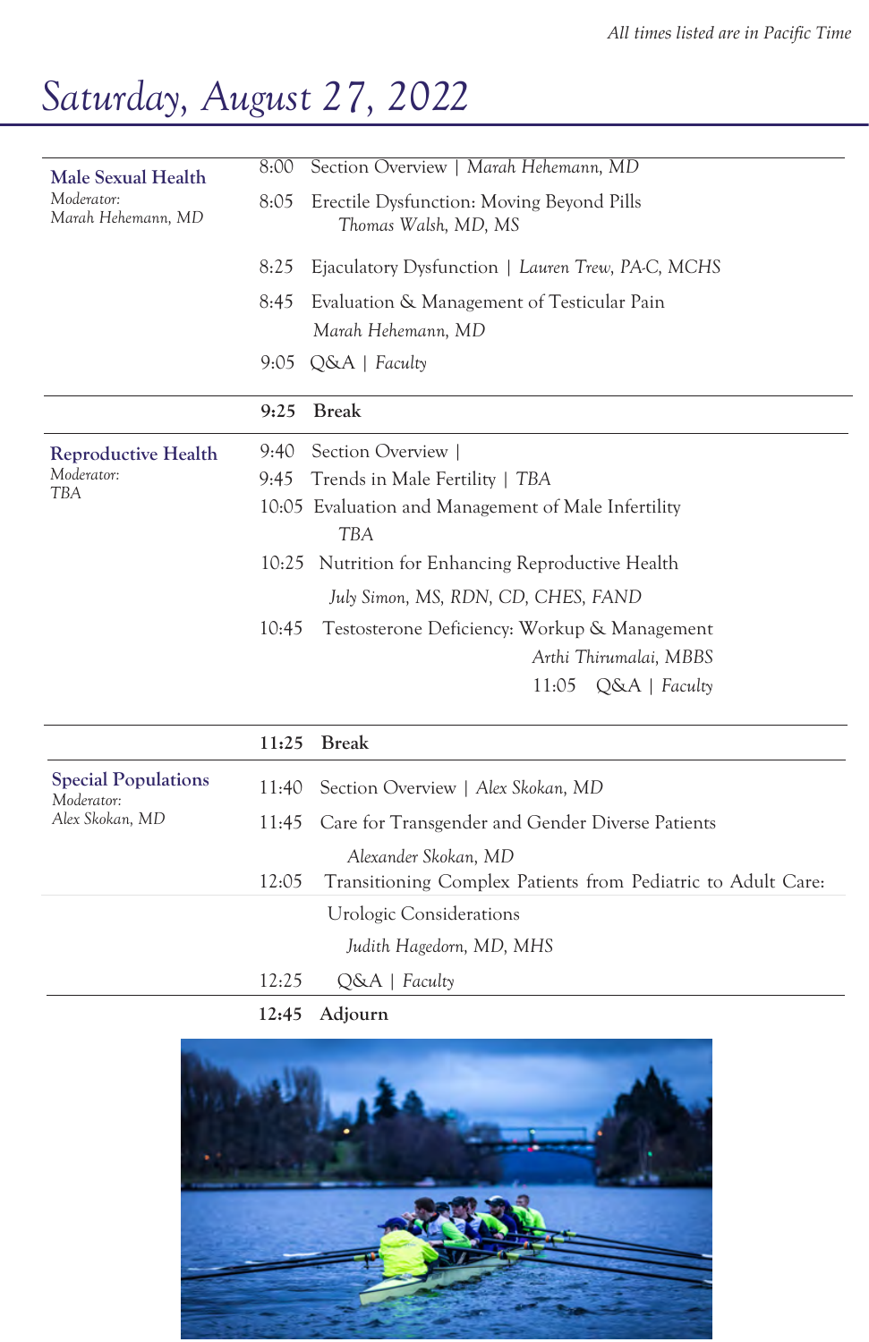*All times listed are in Pacific Time*

# Saturday, August 27, 2022

| | | |
|---|---|---|
| **Male Sexual Health**<br>*Moderator:*<br>*Marah Hehemann, MD* | 8:00 | Section Overview \| *Marah Hehemann, MD* |
| | 8:05 | Erectile Dysfunction: Moving Beyond Pills<br>*Thomas Walsh, MD, MS* |
| | 8:25 | Ejaculatory Dysfunction \| *Lauren Trew, PA-C, MCHS* |
| | 8:45 | Evaluation & Management of Testicular Pain<br>*Marah Hehemann, MD* |
| | 9:05 | Q&A \| *Faculty* |
| | **9:25** | **Break** |
| **Reproductive Health**<br>*Moderator:*<br>*TBA* | 9:40 | Section Overview \| |
| | 9:45 | Trends in Male Fertility \| *TBA* |
| | 10:05 | Evaluation and Management of Male Infertility<br>*TBA* |
| | 10:25 | Nutrition for Enhancing Reproductive Health<br>*July Simon, MS, RDN, CD, CHES, FAND* |
| | 10:45 | Testosterone Deficiency: Workup & Management<br>*Arthi Thirumalai, MBBS* |
| | 11:05 | Q&A \| *Faculty* |
| | **11:25** | **Break** |
| **Special Populations**<br>*Moderator:*<br>*Alex Skokan, MD* | 11:40 | Section Overview \| *Alex Skokan, MD* |
| | 11:45 | Care for Transgender and Gender Diverse Patients<br>*Alexander Skokan, MD* |
| | 12:05 | Transitioning Complex Patients from Pediatric to Adult Care: Urologic Considerations<br>*Judith Hagedorn, MD, MHS* |
| | 12:25 | Q&A \| *Faculty* |
| | **12:45** | **Adjourn** |